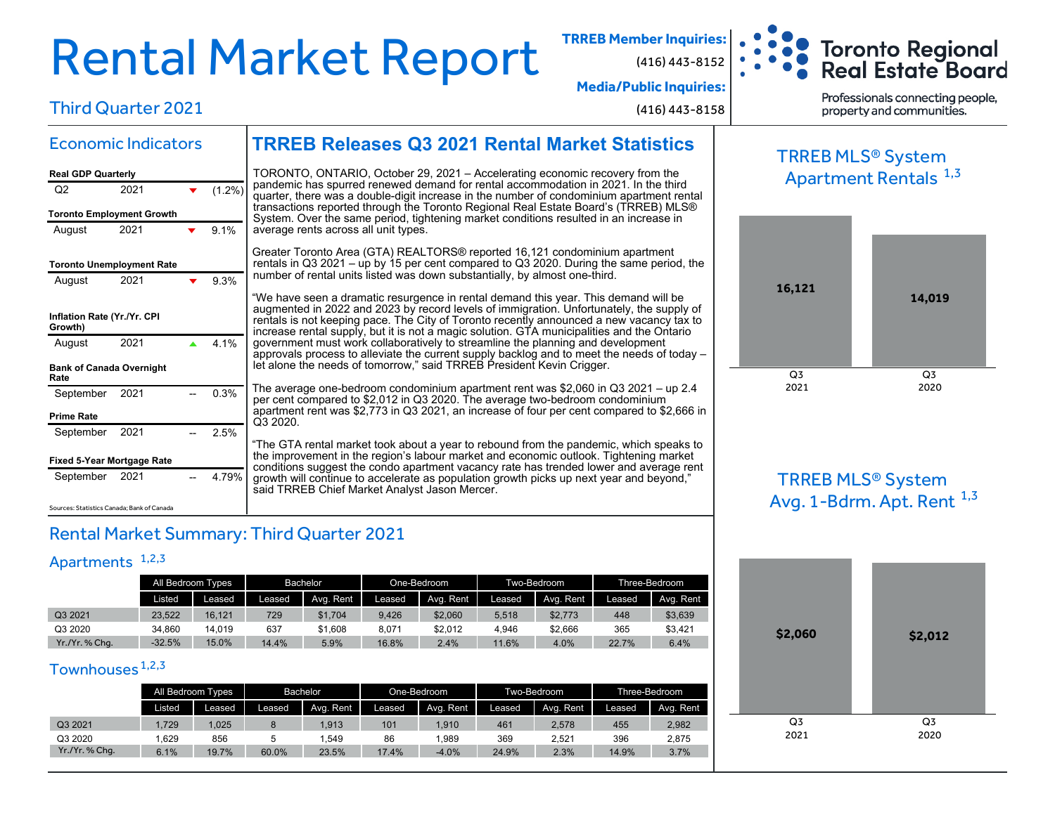# Rental Market Report

## Third Quarter 2021

**TRREB Member Inquiries:**
(416) 443-8152

**Media/Public Inquiries:**
(416) 443-8158

Toronto Regional Real Estate Board

Professionals connecting people, property and communities.

## Economic Indicators

**Real GDP Quarterly**

| | | | |
|---|---|---|---|
| Q2 | 2021 | ▼ | (1.2%) |

**Toronto Employment Growth**

| | | | |
|---|---|---|---|
| August | 2021 | ▼ | 9.1% |

**Toronto Unemployment Rate**

| | | | |
|---|---|---|---|
| August | 2021 | ▼ | 9.3% |

**Inflation Rate (Yr./Yr. CPI Growth)**

| | | | |
|---|---|---|---|
| August | 2021 | ▲ | 4.1% |

**Bank of Canada Overnight Rate**

| | | | |
|---|---|---|---|
| September | 2021 | -- | 0.3% |

**Prime Rate**

| | | | |
|---|---|---|---|
| September | 2021 | -- | 2.5% |

**Fixed 5-Year Mortgage Rate**

| | | | |
|---|---|---|---|
| September | 2021 | -- | 4.79% |

Sources: Statistics Canada; Bank of Canada

## TRREB Releases Q3 2021 Rental Market Statistics

TORONTO, ONTARIO, October 29, 2021 – Accelerating economic recovery from the pandemic has spurred renewed demand for rental accommodation in 2021. In the third quarter, there was a double-digit increase in the number of condominium apartment rental transactions reported through the Toronto Regional Real Estate Board's (TRREB) MLS® System. Over the same period, tightening market conditions resulted in an increase in average rents across all unit types.

Greater Toronto Area (GTA) REALTORS® reported 16,121 condominium apartment rentals in Q3 2021 – up by 15 per cent compared to Q3 2020. During the same period, the number of rental units listed was down substantially, by almost one-third.

"We have seen a dramatic resurgence in rental demand this year. This demand will be augmented in 2022 and 2023 by record levels of immigration. Unfortunately, the supply of rentals is not keeping pace. The City of Toronto recently announced a new vacancy tax to increase rental supply, but it is not a magic solution. GTA municipalities and the Ontario government must work collaboratively to streamline the planning and development approvals process to alleviate the current supply backlog and to meet the needs of today – let alone the needs of tomorrow," said TRREB President Kevin Crigger.

The average one-bedroom condominium apartment rent was $2,060 in Q3 2021 – up 2.4 per cent compared to $2,012 in Q3 2020. The average two-bedroom condominium apartment rent was $2,773 in Q3 2021, an increase of four per cent compared to $2,666 in Q3 2020.

"The GTA rental market took about a year to rebound from the pandemic, which speaks to the improvement in the region's labour market and economic outlook. Tightening market conditions suggest the condo apartment vacancy rate has trended lower and average rent growth will continue to accelerate as population growth picks up next year and beyond," said TRREB Chief Market Analyst Jason Mercer.

### TRREB MLS® System Apartment Rentals [1,3]

| Q3 2021 | Q3 2020 |
|---|---|
| 16,121 | 14,019 |

### TRREB MLS® System Avg. 1-Bdrm. Apt. Rent [1,3]

| Q3 2021 | Q3 2020 |
|---|---|
| $2,060 | $2,012 |

## Rental Market Summary: Third Quarter 2021

### Apartments [1,2,3]

| | All Bedroom Types | | Bachelor | | One-Bedroom | | Two-Bedroom | | Three-Bedroom | |
|---|---|---|---|---|---|---|---|---|---|---|
| | Listed | Leased | Leased | Avg. Rent | Leased | Avg. Rent | Leased | Avg. Rent | Leased | Avg. Rent |
| Q3 2021 | 23,522 | 16,121 | 729 | $1,704 | 9,426 | $2,060 | 5,518 | $2,773 | 448 | $3,639 |
| Q3 2020 | 34,860 | 14,019 | 637 | $1,608 | 8,071 | $2,012 | 4,946 | $2,666 | 365 | $3,421 |
| Yr./Yr. % Chg. | -32.5% | 15.0% | 14.4% | 5.9% | 16.8% | 2.4% | 11.6% | 4.0% | 22.7% | 6.4% |

### Townhouses [1,2,3]

| | All Bedroom Types | | Bachelor | | One-Bedroom | | Two-Bedroom | | Three-Bedroom | |
|---|---|---|---|---|---|---|---|---|---|---|
| | Listed | Leased | Leased | Avg. Rent | Leased | Avg. Rent | Leased | Avg. Rent | Leased | Avg. Rent |
| Q3 2021 | 1,729 | 1,025 | 8 | 1,913 | 101 | 1,910 | 461 | 2,578 | 455 | 2,982 |
| Q3 2020 | 1,629 | 856 | 5 | 1,549 | 86 | 1,989 | 369 | 2,521 | 396 | 2,875 |
| Yr./Yr. % Chg. | 6.1% | 19.7% | 60.0% | 23.5% | 17.4% | -4.0% | 24.9% | 2.3% | 14.9% | 3.7% |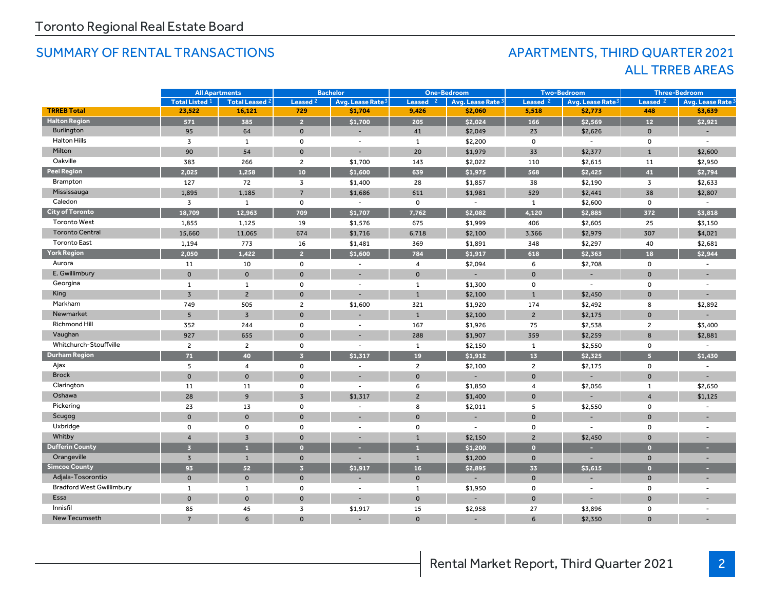Toronto Regional Real Estate Board

## SUMMARY OF RENTAL TRANSACTIONS

## APARTMENTS, THIRD QUARTER 2021
## ALL TRREB AREAS

| | All Apartments | | Bachelor | | One-Bedroom | | Two-Bedroom | | Three-Bedroom | |
|---|---|---|---|---|---|---|---|---|---|---|
| | Total Listed [1] | Total Leased [2] | Leased [2] | Avg. Lease Rate [3] | Leased [2] | Avg. Lease Rate [3] | Leased [2] | Avg. Lease Rate [3] | Leased [2] | Avg. Lease Rate [3] |
| **TRREB Total** | **23,522** | **16,121** | **729** | **$1,704** | **9,426** | **$2,060** | **5,518** | **$2,773** | **448** | **$3,639** |
| **Halton Region** | **571** | **385** | **2** | **$1,700** | **205** | **$2,024** | **166** | **$2,569** | **12** | **$2,921** |
| Burlington | 95 | 64 | 0 | - | 41 | $2,049 | 23 | $2,626 | 0 | - |
| Halton Hills | 3 | 1 | 0 | - | 1 | $2,200 | 0 | - | 0 | - |
| Milton | 90 | 54 | 0 | - | 20 | $1,979 | 33 | $2,377 | 1 | $2,600 |
| Oakville | 383 | 266 | 2 | $1,700 | 143 | $2,022 | 110 | $2,615 | 11 | $2,950 |
| **Peel Region** | **2,025** | **1,258** | **10** | **$1,600** | **639** | **$1,975** | **568** | **$2,425** | **41** | **$2,794** |
| Brampton | 127 | 72 | 3 | $1,400 | 28 | $1,857 | 38 | $2,190 | 3 | $2,633 |
| Mississauga | 1,895 | 1,185 | 7 | $1,686 | 611 | $1,981 | 529 | $2,441 | 38 | $2,807 |
| Caledon | 3 | 1 | 0 | - | 0 | - | 1 | $2,600 | 0 | - |
| **City of Toronto** | **18,709** | **12,963** | **709** | **$1,707** | **7,762** | **$2,082** | **4,120** | **$2,885** | **372** | **$3,818** |
| Toronto West | 1,855 | 1,125 | 19 | $1,576 | 675 | $1,999 | 406 | $2,605 | 25 | $3,150 |
| Toronto Central | 15,660 | 11,065 | 674 | $1,716 | 6,718 | $2,100 | 3,366 | $2,979 | 307 | $4,021 |
| Toronto East | 1,194 | 773 | 16 | $1,481 | 369 | $1,891 | 348 | $2,297 | 40 | $2,681 |
| **York Region** | **2,050** | **1,422** | **2** | **$1,600** | **784** | **$1,917** | **618** | **$2,363** | **18** | **$2,944** |
| Aurora | 11 | 10 | 0 | - | 4 | $2,094 | 6 | $2,708 | 0 | - |
| E. Gwillimbury | 0 | 0 | 0 | - | 0 | - | 0 | - | 0 | - |
| Georgina | 1 | 1 | 0 | - | 1 | $1,300 | 0 | - | 0 | - |
| King | 3 | 2 | 0 | - | 1 | $2,100 | 1 | $2,450 | 0 | - |
| Markham | 749 | 505 | 2 | $1,600 | 321 | $1,920 | 174 | $2,492 | 8 | $2,892 |
| Newmarket | 5 | 3 | 0 | - | 1 | $2,100 | 2 | $2,175 | 0 | - |
| Richmond Hill | 352 | 244 | 0 | - | 167 | $1,926 | 75 | $2,538 | 2 | $3,400 |
| Vaughan | 927 | 655 | 0 | - | 288 | $1,907 | 359 | $2,259 | 8 | $2,881 |
| Whitchurch-Stouffville | 2 | 2 | 0 | - | 1 | $2,150 | 1 | $2,550 | 0 | - |
| **Durham Region** | **71** | **40** | **3** | **$1,317** | **19** | **$1,912** | **13** | **$2,325** | **5** | **$1,430** |
| Ajax | 5 | 4 | 0 | - | 2 | $2,100 | 2 | $2,175 | 0 | - |
| Brock | 0 | 0 | 0 | - | 0 | - | 0 | - | 0 | - |
| Clarington | 11 | 11 | 0 | - | 6 | $1,850 | 4 | $2,056 | 1 | $2,650 |
| Oshawa | 28 | 9 | 3 | $1,317 | 2 | $1,400 | 0 | - | 4 | $1,125 |
| Pickering | 23 | 13 | 0 | - | 8 | $2,011 | 5 | $2,550 | 0 | - |
| Scugog | 0 | 0 | 0 | - | 0 | - | 0 | - | 0 | - |
| Uxbridge | 0 | 0 | 0 | - | 0 | - | 0 | - | 0 | - |
| Whitby | 4 | 3 | 0 | - | 1 | $2,150 | 2 | $2,450 | 0 | - |
| **Dufferin County** | **3** | **1** | **0** | **-** | **1** | **$1,200** | **0** | **-** | **0** | **-** |
| Orangeville | 3 | 1 | 0 | - | 1 | $1,200 | 0 | - | 0 | - |
| **Simcoe County** | **93** | **52** | **3** | **$1,917** | **16** | **$2,895** | **33** | **$3,615** | **0** | **-** |
| Adjala-Tosorontio | 0 | 0 | 0 | - | 0 | - | 0 | - | 0 | - |
| Bradford West Gwillimbury | 1 | 1 | 0 | - | 1 | $1,950 | 0 | - | 0 | - |
| Essa | 0 | 0 | 0 | - | 0 | - | 0 | - | 0 | - |
| Innisfil | 85 | 45 | 3 | $1,917 | 15 | $2,958 | 27 | $3,896 | 0 | - |
| New Tecumseth | 7 | 6 | 0 | - | 0 | - | 6 | $2,350 | 0 | - |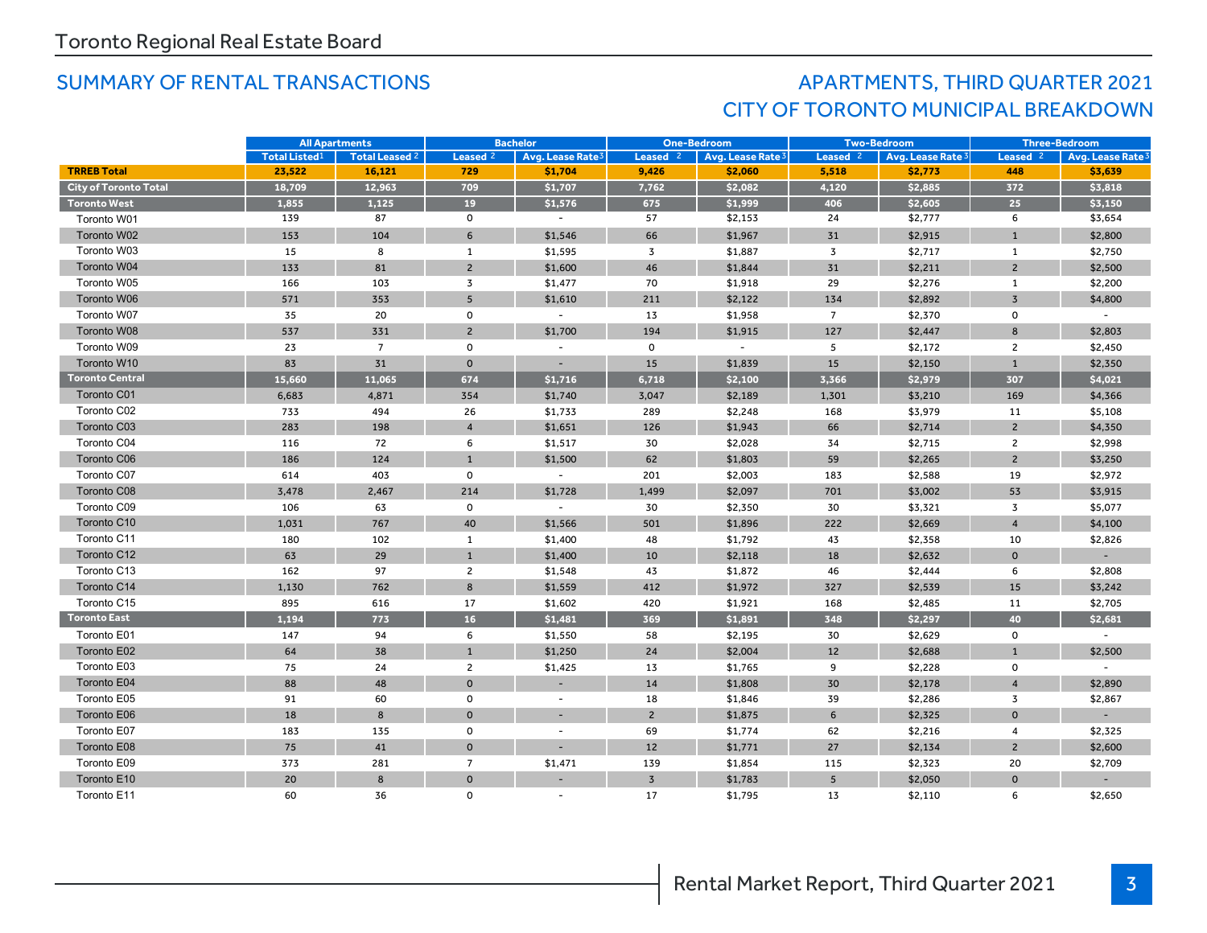Toronto Regional Real Estate Board

## SUMMARY OF RENTAL TRANSACTIONS

## APARTMENTS, THIRD QUARTER 2021
## CITY OF TORONTO MUNICIPAL BREAKDOWN

| | All Apartments | | Bachelor | | One-Bedroom | | Two-Bedroom | | Three-Bedroom | |
|---|---|---|---|---|---|---|---|---|---|---|
| | Total Listed[1] | Total Leased[2] | Leased[2] | Avg. Lease Rate[3] | Leased[2] | Avg. Lease Rate[3] | Leased[2] | Avg. Lease Rate[3] | Leased[2] | Avg. Lease Rate[3] |
| **TRREB Total** | **23,522** | **16,121** | **729** | **$1,704** | **9,426** | **$2,060** | **5,518** | **$2,773** | **448** | **$3,639** |
| **City of Toronto Total** | **18,709** | **12,963** | **709** | **$1,707** | **7,762** | **$2,082** | **4,120** | **$2,885** | **372** | **$3,818** |
| **Toronto West** | **1,855** | **1,125** | **19** | **$1,576** | **675** | **$1,999** | **406** | **$2,605** | **25** | **$3,150** |
| Toronto W01 | 139 | 87 | 0 | - | 57 | $2,153 | 24 | $2,777 | 6 | $3,654 |
| Toronto W02 | 153 | 104 | 6 | $1,546 | 66 | $1,967 | 31 | $2,915 | 1 | $2,800 |
| Toronto W03 | 15 | 8 | 1 | $1,595 | 3 | $1,887 | 3 | $2,717 | 1 | $2,750 |
| Toronto W04 | 133 | 81 | 2 | $1,600 | 46 | $1,844 | 31 | $2,211 | 2 | $2,500 |
| Toronto W05 | 166 | 103 | 3 | $1,477 | 70 | $1,918 | 29 | $2,276 | 1 | $2,200 |
| Toronto W06 | 571 | 353 | 5 | $1,610 | 211 | $2,122 | 134 | $2,892 | 3 | $4,800 |
| Toronto W07 | 35 | 20 | 0 | - | 13 | $1,958 | 7 | $2,370 | 0 | - |
| Toronto W08 | 537 | 331 | 2 | $1,700 | 194 | $1,915 | 127 | $2,447 | 8 | $2,803 |
| Toronto W09 | 23 | 7 | 0 | - | 0 | - | 5 | $2,172 | 2 | $2,450 |
| Toronto W10 | 83 | 31 | 0 | - | 15 | $1,839 | 15 | $2,150 | 1 | $2,350 |
| **Toronto Central** | **15,660** | **11,065** | **674** | **$1,716** | **6,718** | **$2,100** | **3,366** | **$2,979** | **307** | **$4,021** |
| Toronto C01 | 6,683 | 4,871 | 354 | $1,740 | 3,047 | $2,189 | 1,301 | $3,210 | 169 | $4,366 |
| Toronto C02 | 733 | 494 | 26 | $1,733 | 289 | $2,248 | 168 | $3,979 | 11 | $5,108 |
| Toronto C03 | 283 | 198 | 4 | $1,651 | 126 | $1,943 | 66 | $2,714 | 2 | $4,350 |
| Toronto C04 | 116 | 72 | 6 | $1,517 | 30 | $2,028 | 34 | $2,715 | 2 | $2,998 |
| Toronto C06 | 186 | 124 | 1 | $1,500 | 62 | $1,803 | 59 | $2,265 | 2 | $3,250 |
| Toronto C07 | 614 | 403 | 0 | - | 201 | $2,003 | 183 | $2,588 | 19 | $2,972 |
| Toronto C08 | 3,478 | 2,467 | 214 | $1,728 | 1,499 | $2,097 | 701 | $3,002 | 53 | $3,915 |
| Toronto C09 | 106 | 63 | 0 | - | 30 | $2,350 | 30 | $3,321 | 3 | $5,077 |
| Toronto C10 | 1,031 | 767 | 40 | $1,566 | 501 | $1,896 | 222 | $2,669 | 4 | $4,100 |
| Toronto C11 | 180 | 102 | 1 | $1,400 | 48 | $1,792 | 43 | $2,358 | 10 | $2,826 |
| Toronto C12 | 63 | 29 | 1 | $1,400 | 10 | $2,118 | 18 | $2,632 | 0 | - |
| Toronto C13 | 162 | 97 | 2 | $1,548 | 43 | $1,872 | 46 | $2,444 | 6 | $2,808 |
| Toronto C14 | 1,130 | 762 | 8 | $1,559 | 412 | $1,972 | 327 | $2,539 | 15 | $3,242 |
| Toronto C15 | 895 | 616 | 17 | $1,602 | 420 | $1,921 | 168 | $2,485 | 11 | $2,705 |
| **Toronto East** | **1,194** | **773** | **16** | **$1,481** | **369** | **$1,891** | **348** | **$2,297** | **40** | **$2,681** |
| Toronto E01 | 147 | 94 | 6 | $1,550 | 58 | $2,195 | 30 | $2,629 | 0 | - |
| Toronto E02 | 64 | 38 | 1 | $1,250 | 24 | $2,004 | 12 | $2,688 | 1 | $2,500 |
| Toronto E03 | 75 | 24 | 2 | $1,425 | 13 | $1,765 | 9 | $2,228 | 0 | - |
| Toronto E04 | 88 | 48 | 0 | - | 14 | $1,808 | 30 | $2,178 | 4 | $2,890 |
| Toronto E05 | 91 | 60 | 0 | - | 18 | $1,846 | 39 | $2,286 | 3 | $2,867 |
| Toronto E06 | 18 | 8 | 0 | - | 2 | $1,875 | 6 | $2,325 | 0 | - |
| Toronto E07 | 183 | 135 | 0 | - | 69 | $1,774 | 62 | $2,216 | 4 | $2,325 |
| Toronto E08 | 75 | 41 | 0 | - | 12 | $1,771 | 27 | $2,134 | 2 | $2,600 |
| Toronto E09 | 373 | 281 | 7 | $1,471 | 139 | $1,854 | 115 | $2,323 | 20 | $2,709 |
| Toronto E10 | 20 | 8 | 0 | - | 3 | $1,783 | 5 | $2,050 | 0 | - |
| Toronto E11 | 60 | 36 | 0 | - | 17 | $1,795 | 13 | $2,110 | 6 | $2,650 |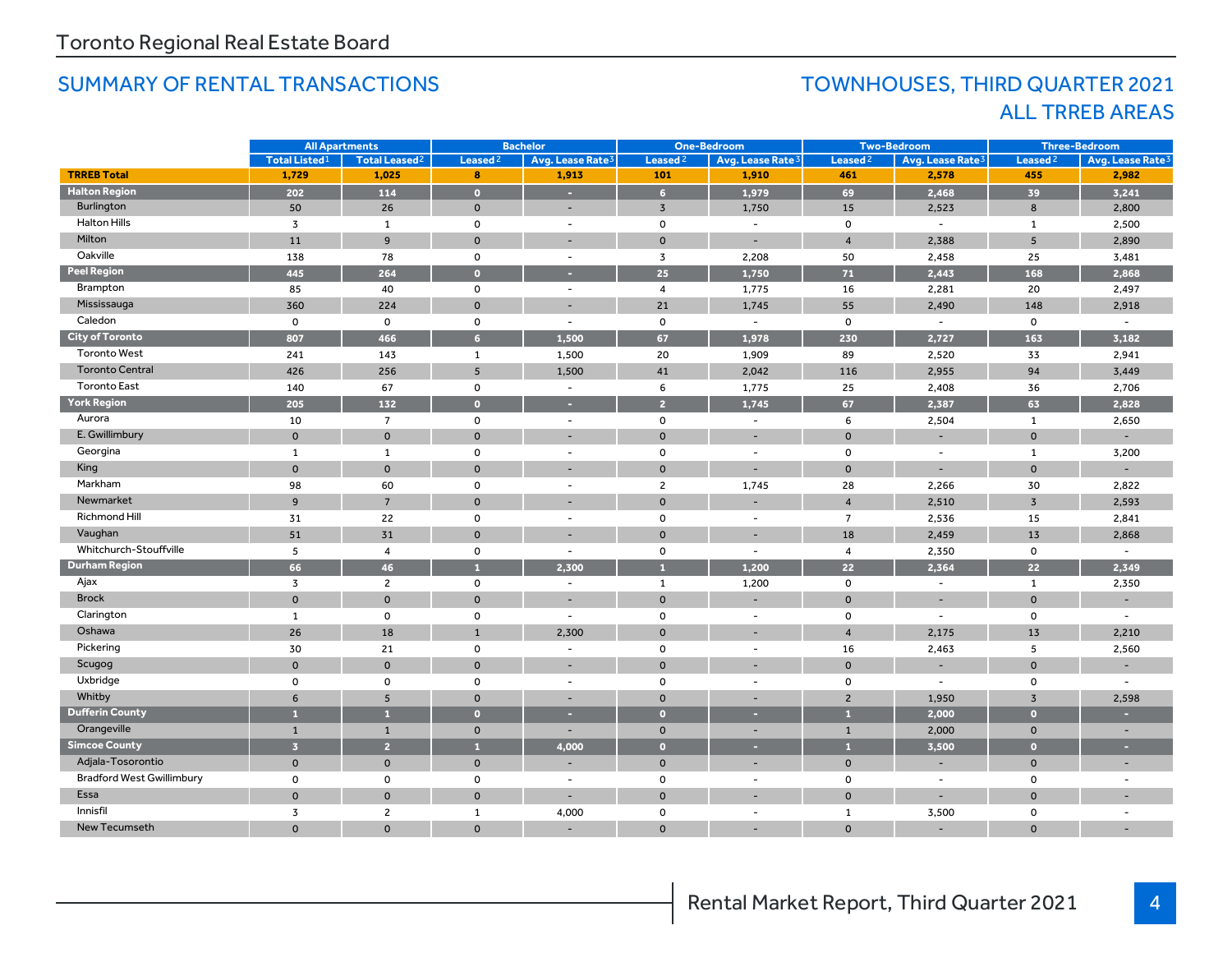Toronto Regional Real Estate Board

## SUMMARY OF RENTAL TRANSACTIONS

## TOWNHOUSES, THIRD QUARTER 2021
## ALL TRREB AREAS

| | All Apartments | | Bachelor | | One-Bedroom | | Two-Bedroom | | Three-Bedroom | |
|---|---|---|---|---|---|---|---|---|---|---|
| | Total Listed[1] | Total Leased[2] | Leased[2] | Avg. Lease Rate[3] | Leased[2] | Avg. Lease Rate[3] | Leased[2] | Avg. Lease Rate[3] | Leased[2] | Avg. Lease Rate[3] |
| **TRREB Total** | **1,729** | **1,025** | **8** | **1,913** | **101** | **1,910** | **461** | **2,578** | **455** | **2,982** |
| **Halton Region** | **202** | **114** | **0** | **-** | **6** | **1,979** | **69** | **2,468** | **39** | **3,241** |
| Burlington | 50 | 26 | 0 | - | 3 | 1,750 | 15 | 2,523 | 8 | 2,800 |
| Halton Hills | 3 | 1 | 0 | - | 0 | - | 0 | - | 1 | 2,500 |
| Milton | 11 | 9 | 0 | - | 0 | - | 4 | 2,388 | 5 | 2,890 |
| Oakville | 138 | 78 | 0 | - | 3 | 2,208 | 50 | 2,458 | 25 | 3,481 |
| **Peel Region** | **445** | **264** | **0** | **-** | **25** | **1,750** | **71** | **2,443** | **168** | **2,868** |
| Brampton | 85 | 40 | 0 | - | 4 | 1,775 | 16 | 2,281 | 20 | 2,497 |
| Mississauga | 360 | 224 | 0 | - | 21 | 1,745 | 55 | 2,490 | 148 | 2,918 |
| Caledon | 0 | 0 | 0 | - | 0 | - | 0 | - | 0 | - |
| **City of Toronto** | **807** | **466** | **6** | **1,500** | **67** | **1,978** | **230** | **2,727** | **163** | **3,182** |
| Toronto West | 241 | 143 | 1 | 1,500 | 20 | 1,909 | 89 | 2,520 | 33 | 2,941 |
| Toronto Central | 426 | 256 | 5 | 1,500 | 41 | 2,042 | 116 | 2,955 | 94 | 3,449 |
| Toronto East | 140 | 67 | 0 | - | 6 | 1,775 | 25 | 2,408 | 36 | 2,706 |
| **York Region** | **205** | **132** | **0** | **-** | **2** | **1,745** | **67** | **2,387** | **63** | **2,828** |
| Aurora | 10 | 7 | 0 | - | 0 | - | 6 | 2,504 | 1 | 2,650 |
| E. Gwillimbury | 0 | 0 | 0 | - | 0 | - | 0 | - | 0 | - |
| Georgina | 1 | 1 | 0 | - | 0 | - | 0 | - | 1 | 3,200 |
| King | 0 | 0 | 0 | - | 0 | - | 0 | - | 0 | - |
| Markham | 98 | 60 | 0 | - | 2 | 1,745 | 28 | 2,266 | 30 | 2,822 |
| Newmarket | 9 | 7 | 0 | - | 0 | - | 4 | 2,510 | 3 | 2,593 |
| Richmond Hill | 31 | 22 | 0 | - | 0 | - | 7 | 2,536 | 15 | 2,841 |
| Vaughan | 51 | 31 | 0 | - | 0 | - | 18 | 2,459 | 13 | 2,868 |
| Whitchurch-Stouffville | 5 | 4 | 0 | - | 0 | - | 4 | 2,350 | 0 | - |
| **Durham Region** | **66** | **46** | **1** | **2,300** | **1** | **1,200** | **22** | **2,364** | **22** | **2,349** |
| Ajax | 3 | 2 | 0 | - | 1 | 1,200 | 0 | - | 1 | 2,350 |
| Brock | 0 | 0 | 0 | - | 0 | - | 0 | - | 0 | - |
| Clarington | 1 | 0 | 0 | - | 0 | - | 0 | - | 0 | - |
| Oshawa | 26 | 18 | 1 | 2,300 | 0 | - | 4 | 2,175 | 13 | 2,210 |
| Pickering | 30 | 21 | 0 | - | 0 | - | 16 | 2,463 | 5 | 2,560 |
| Scugog | 0 | 0 | 0 | - | 0 | - | 0 | - | 0 | - |
| Uxbridge | 0 | 0 | 0 | - | 0 | - | 0 | - | 0 | - |
| Whitby | 6 | 5 | 0 | - | 0 | - | 2 | 1,950 | 3 | 2,598 |
| **Dufferin County** | **1** | **1** | **0** | **-** | **0** | **-** | **1** | **2,000** | **0** | **-** |
| Orangeville | 1 | 1 | 0 | - | 0 | - | 1 | 2,000 | 0 | - |
| **Simcoe County** | **3** | **2** | **1** | **4,000** | **0** | **-** | **1** | **3,500** | **0** | **-** |
| Adjala-Tosorontio | 0 | 0 | 0 | - | 0 | - | 0 | - | 0 | - |
| Bradford West Gwillimbury | 0 | 0 | 0 | - | 0 | - | 0 | - | 0 | - |
| Essa | 0 | 0 | 0 | - | 0 | - | 0 | - | 0 | - |
| Innisfil | 3 | 2 | 1 | 4,000 | 0 | - | 1 | 3,500 | 0 | - |
| New Tecumseth | 0 | 0 | 0 | - | 0 | - | 0 | - | 0 | - |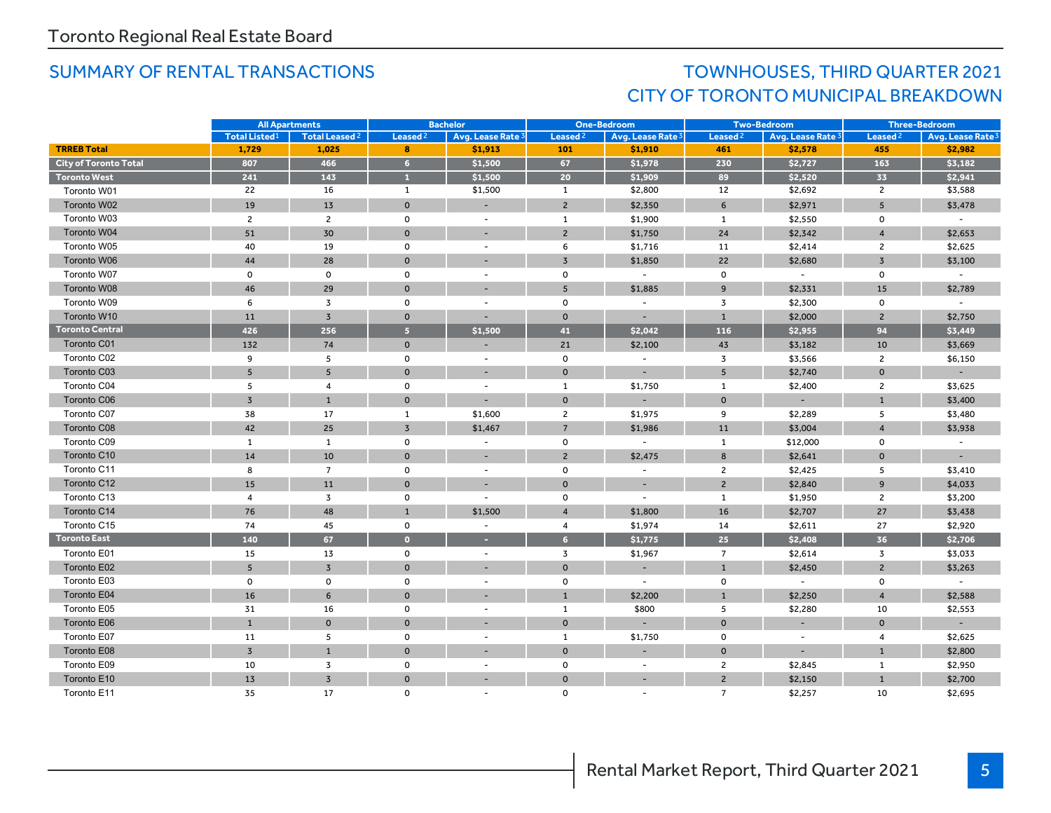Toronto Regional Real Estate Board

## SUMMARY OF RENTAL TRANSACTIONS

## TOWNHOUSES, THIRD QUARTER 2021
## CITY OF TORONTO MUNICIPAL BREAKDOWN

| | All Apartments | | Bachelor | | One-Bedroom | | Two-Bedroom | | Three-Bedroom | |
|---|---|---|---|---|---|---|---|---|---|---|
| | Total Listed[1] | Total Leased[2] | Leased[2] | Avg. Lease Rate[3] | Leased[2] | Avg. Lease Rate[3] | Leased[2] | Avg. Lease Rate[3] | Leased[2] | Avg. Lease Rate[3] |
| **TRREB Total** | **1,729** | **1,025** | **8** | **$1,913** | **101** | **$1,910** | **461** | **$2,578** | **455** | **$2,982** |
| **City of Toronto Total** | **807** | **466** | **6** | **$1,500** | **67** | **$1,978** | **230** | **$2,727** | **163** | **$3,182** |
| **Toronto West** | **241** | **143** | **1** | **$1,500** | **20** | **$1,909** | **89** | **$2,520** | **33** | **$2,941** |
| Toronto W01 | 22 | 16 | 1 | $1,500 | 1 | $2,800 | 12 | $2,692 | 2 | $3,588 |
| Toronto W02 | 19 | 13 | 0 | - | 2 | $2,350 | 6 | $2,971 | 5 | $3,478 |
| Toronto W03 | 2 | 2 | 0 | - | 1 | $1,900 | 1 | $2,550 | 0 | - |
| Toronto W04 | 51 | 30 | 0 | - | 2 | $1,750 | 24 | $2,342 | 4 | $2,653 |
| Toronto W05 | 40 | 19 | 0 | - | 6 | $1,716 | 11 | $2,414 | 2 | $2,625 |
| Toronto W06 | 44 | 28 | 0 | - | 3 | $1,850 | 22 | $2,680 | 3 | $3,100 |
| Toronto W07 | 0 | 0 | 0 | - | 0 | - | 0 | - | 0 | - |
| Toronto W08 | 46 | 29 | 0 | - | 5 | $1,885 | 9 | $2,331 | 15 | $2,789 |
| Toronto W09 | 6 | 3 | 0 | - | 0 | - | 3 | $2,300 | 0 | - |
| Toronto W10 | 11 | 3 | 0 | - | 0 | - | 1 | $2,000 | 2 | $2,750 |
| **Toronto Central** | **426** | **256** | **5** | **$1,500** | **41** | **$2,042** | **116** | **$2,955** | **94** | **$3,449** |
| Toronto C01 | 132 | 74 | 0 | - | 21 | $2,100 | 43 | $3,182 | 10 | $3,669 |
| Toronto C02 | 9 | 5 | 0 | - | 0 | - | 3 | $3,566 | 2 | $6,150 |
| Toronto C03 | 5 | 5 | 0 | - | 0 | - | 5 | $2,740 | 0 | - |
| Toronto C04 | 5 | 4 | 0 | - | 1 | $1,750 | 1 | $2,400 | 2 | $3,625 |
| Toronto C06 | 3 | 1 | 0 | - | 0 | - | 0 | - | 1 | $3,400 |
| Toronto C07 | 38 | 17 | 1 | $1,600 | 2 | $1,975 | 9 | $2,289 | 5 | $3,480 |
| Toronto C08 | 42 | 25 | 3 | $1,467 | 7 | $1,986 | 11 | $3,004 | 4 | $3,938 |
| Toronto C09 | 1 | 1 | 0 | - | 0 | - | 1 | $12,000 | 0 | - |
| Toronto C10 | 14 | 10 | 0 | - | 2 | $2,475 | 8 | $2,641 | 0 | - |
| Toronto C11 | 8 | 7 | 0 | - | 0 | - | 2 | $2,425 | 5 | $3,410 |
| Toronto C12 | 15 | 11 | 0 | - | 0 | - | 2 | $2,840 | 9 | $4,033 |
| Toronto C13 | 4 | 3 | 0 | - | 0 | - | 1 | $1,950 | 2 | $3,200 |
| Toronto C14 | 76 | 48 | 1 | $1,500 | 4 | $1,800 | 16 | $2,707 | 27 | $3,438 |
| Toronto C15 | 74 | 45 | 0 | - | 4 | $1,974 | 14 | $2,611 | 27 | $2,920 |
| **Toronto East** | **140** | **67** | **0** | **-** | **6** | **$1,775** | **25** | **$2,408** | **36** | **$2,706** |
| Toronto E01 | 15 | 13 | 0 | - | 3 | $1,967 | 7 | $2,614 | 3 | $3,033 |
| Toronto E02 | 5 | 3 | 0 | - | 0 | - | 1 | $2,450 | 2 | $3,263 |
| Toronto E03 | 0 | 0 | 0 | - | 0 | - | 0 | - | 0 | - |
| Toronto E04 | 16 | 6 | 0 | - | 1 | $2,200 | 1 | $2,250 | 4 | $2,588 |
| Toronto E05 | 31 | 16 | 0 | - | 1 | $800 | 5 | $2,280 | 10 | $2,553 |
| Toronto E06 | 1 | 0 | 0 | - | 0 | - | 0 | - | 0 | - |
| Toronto E07 | 11 | 5 | 0 | - | 1 | $1,750 | 0 | - | 4 | $2,625 |
| Toronto E08 | 3 | 1 | 0 | - | 0 | - | 0 | - | 1 | $2,800 |
| Toronto E09 | 10 | 3 | 0 | - | 0 | - | 2 | $2,845 | 1 | $2,950 |
| Toronto E10 | 13 | 3 | 0 | - | 0 | - | 2 | $2,150 | 1 | $2,700 |
| Toronto E11 | 35 | 17 | 0 | - | 0 | - | 7 | $2,257 | 10 | $2,695 |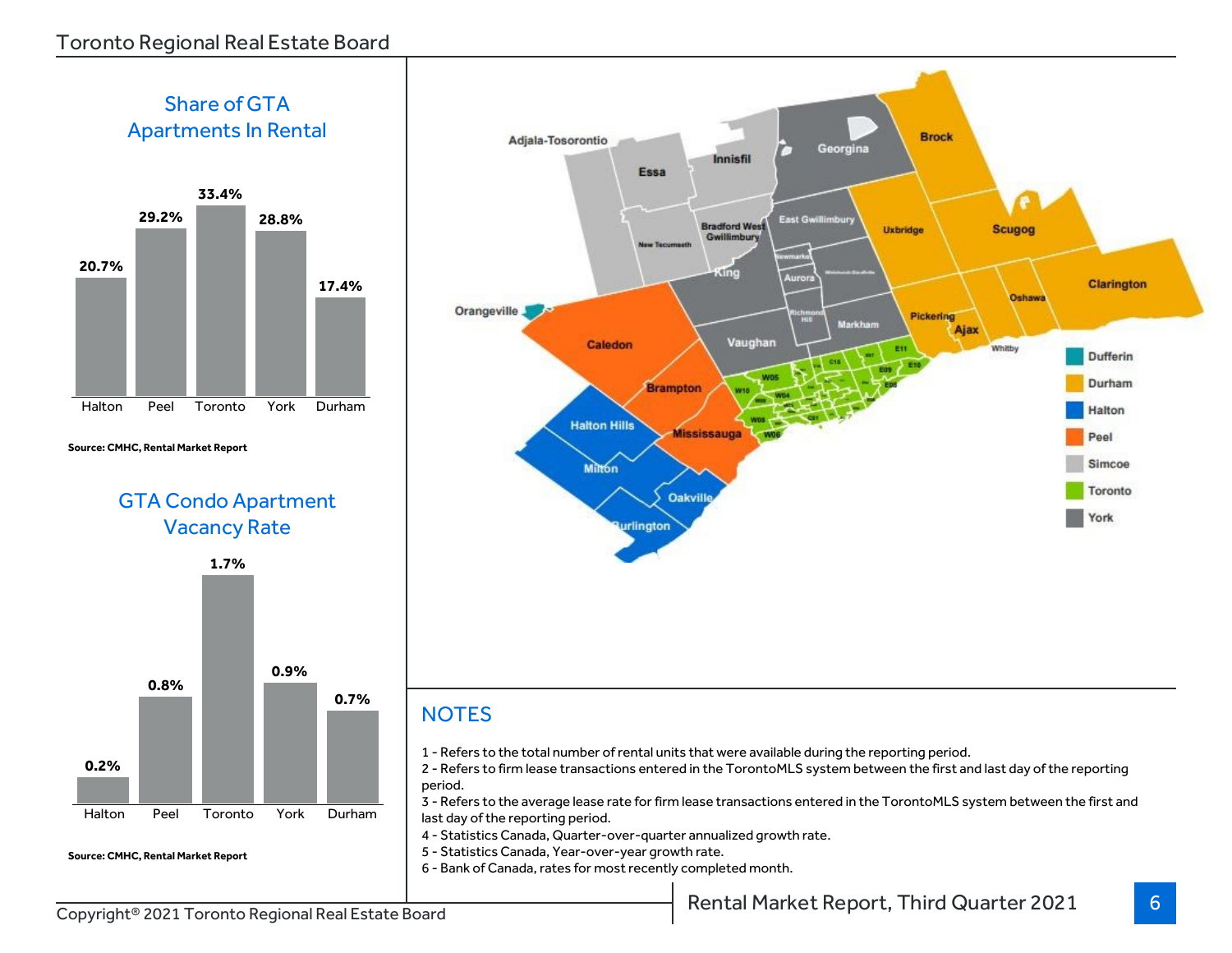## Share of GTA Apartments In Rental

20.7%
29.2%
33.4%
28.8%
17.4%

Halton
Peel
Toronto
York
Durham

**Source: CMHC, Rental Market Report**

## GTA Condo Apartment Vacancy Rate

0.2%
0.8%
1.7%
0.9%
0.7%

Halton
Peel
Toronto
York
Durham

**Source: CMHC, Rental Market Report**

Adjala-Tosorontio
Essa
Innisfil
Georgina
Brock
Bradford West Gwillimbury
New Tecumseth
East Gwillimbury
Uxbridge
Scugog
King
Newmarket
Aurora
Whitchurch-Stouffville
Oshawa
Clarington
Orangeville
Richmond Hill
Markham
Pickering
Ajax
Whitby
Caledon
Vaughan
Brampton
Halton Hills
Mississauga
Milton
Oakville
Burlington

Dufferin
Durham
Halton
Peel
Simcoe
Toronto
York

## NOTES

1 - Refers to the total number of rental units that were available during the reporting period.
2 - Refers to firm lease transactions entered in the TorontoMLS system between the first and last day of the reporting period.
3 - Refers to the average lease rate for firm lease transactions entered in the TorontoMLS system between the first and last day of the reporting period.
4 - Statistics Canada, Quarter-over-quarter annualized growth rate.
5 - Statistics Canada, Year-over-year growth rate.
6 - Bank of Canada, rates for most recently completed month.

Copyright® 2021 Toronto Regional Real Estate Board